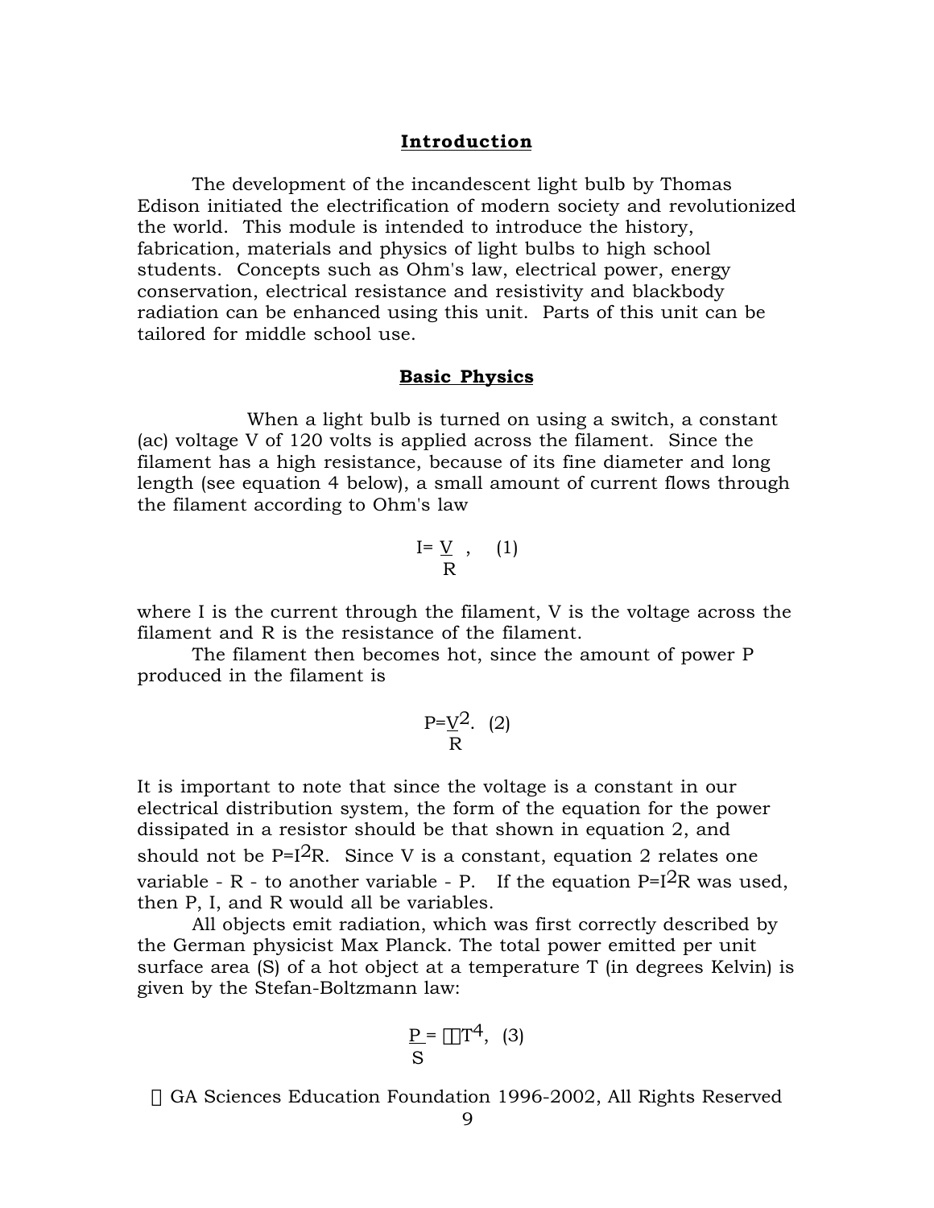## Introduction

The development of the incandescent light bulb by Thomas Edison initiated the electrification of modern society and revolutionized the world. This module is intended to introduce the history, fabrication, materials and physics of light bulbs to high school students. Concepts such as Ohm's law, electrical power, energy conservation, electrical resistance and resistivity and blackbody radiation can be enhanced using this unit. Parts of this unit can be tailored for middle school use.

## Basic Physics

When a light bulb is turned on using a switch, a constant (ac) voltage V of 120 volts is applied across the filament. Since the filament has a high resistance, because of its fine diameter and long length (see equation 4 below), a small amount of current flows through the filament according to Ohm's law

$$I = \frac{V}{R}, \quad (1)$$

where I is the current through the filament, V is the voltage across the filament and R is the resistance of the filament.

The filament then becomes hot, since the amount of power P produced in the filament is

$$P = \frac{V^2}{R}. \quad (2)$$

It is important to note that since the voltage is a constant in our electrical distribution system, the form of the equation for the power dissipated in a resistor should be that shown in equation 2, and should not be $P=I^2R$. Since V is a constant, equation 2 relates one variable - R - to another variable - P. If the equation $P=I^2R$ was used, then P, I, and R would all be variables.

All objects emit radiation, which was first correctly described by the German physicist Max Planck. The total power emitted per unit surface area (S) of a hot object at a temperature T (in degrees Kelvin) is given by the Stefan-Boltzmann law:

$$\frac{P}{S} = \varepsilon\sigma T^4, \quad (3)$$

© GA Sciences Education Foundation 1996-2002, All Rights Reserved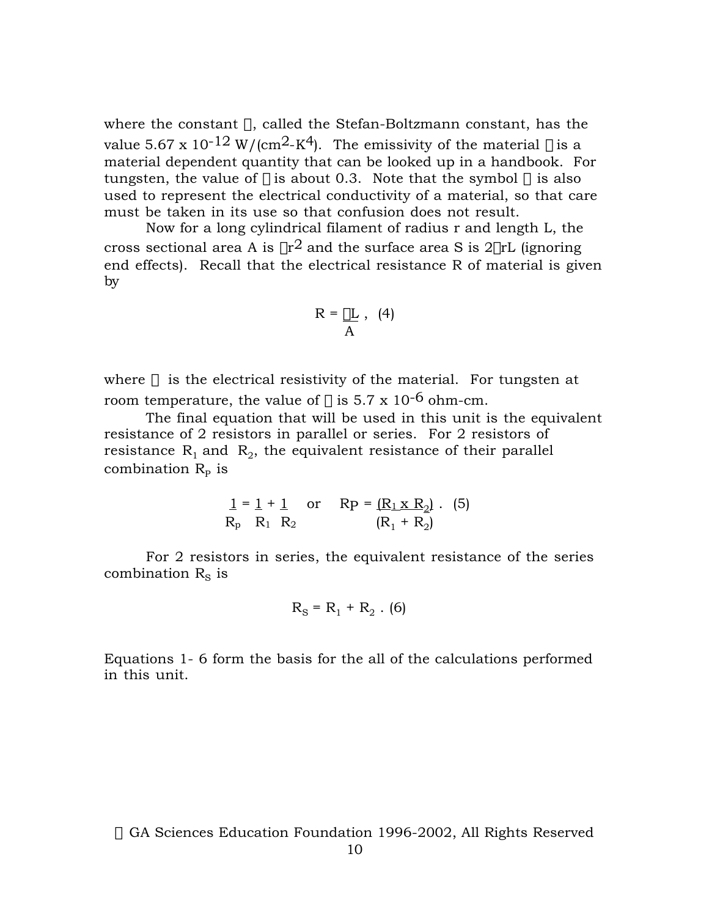where the constant $\sigma$, called the Stefan-Boltzmann constant, has the value $5.67 \times 10^{-12}$ W/(cm$^2$-K$^4$). The emissivity of the material $\epsilon$ is a material dependent quantity that can be looked up in a handbook. For tungsten, the value of $\epsilon$ is about 0.3. Note that the symbol $\sigma$ is also used to represent the electrical conductivity of a material, so that care must be taken in its use so that confusion does not result.

Now for a long cylindrical filament of radius r and length L, the cross sectional area A is $\pi r^2$ and the surface area S is $2\pi rL$ (ignoring end effects). Recall that the electrical resistance R of material is given by

$$R = \frac{\rho L}{A}, \quad (4)$$

where $\rho$ is the electrical resistivity of the material. For tungsten at room temperature, the value of $\rho$ is $5.7 \times 10^{-6}$ ohm-cm.

The final equation that will be used in this unit is the equivalent resistance of 2 resistors in parallel or series. For 2 resistors of resistance $R_1$ and $R_2$, the equivalent resistance of their parallel combination $R_P$ is

$$\frac{1}{R_p} = \frac{1}{R_1} + \frac{1}{R_2} \quad \text{or} \quad Rp = \frac{(R_1 \times R_2)}{(R_1 + R_2)}. \quad (5)$$

For 2 resistors in series, the equivalent resistance of the series combination $R_S$ is

$$R_S = R_1 + R_2 . \quad (6)$$

Equations 1- 6 form the basis for the all of the calculations performed in this unit.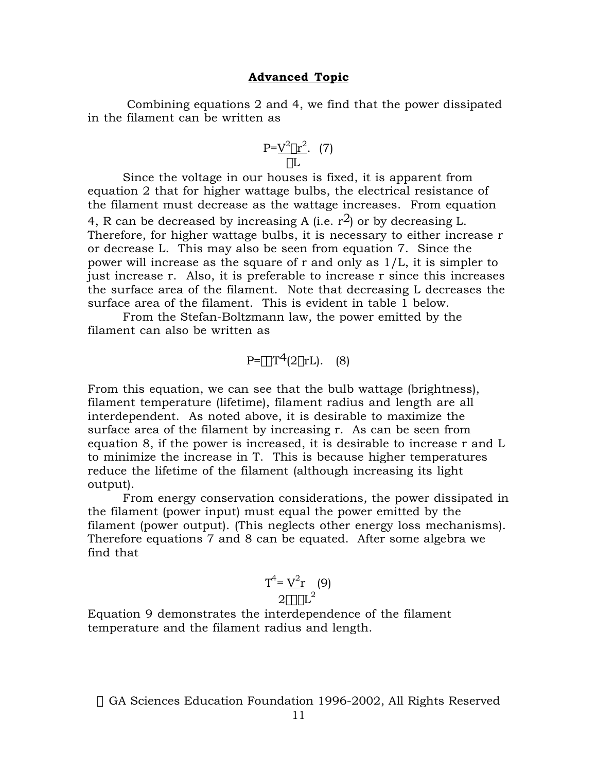## **Advanced Topic**

Combining equations 2 and 4, we find that the power dissipated in the filament can be written as

$$P = \frac{V^2 \pi r^2}{\rho L}. \quad (7)$$

Since the voltage in our houses is fixed, it is apparent from equation 2 that for higher wattage bulbs, the electrical resistance of the filament must decrease as the wattage increases. From equation 4, R can be decreased by increasing A (i.e. $r^2$) or by decreasing L. Therefore, for higher wattage bulbs, it is necessary to either increase r or decrease L. This may also be seen from equation 7. Since the power will increase as the square of r and only as 1/L, it is simpler to just increase r. Also, it is preferable to increase r since this increases the surface area of the filament. Note that decreasing L decreases the surface area of the filament. This is evident in table 1 below.

From the Stefan-Boltzmann law, the power emitted by the filament can also be written as

$$P = \varepsilon \sigma T^4 (2 \pi r L). \quad (8)$$

From this equation, we can see that the bulb wattage (brightness), filament temperature (lifetime), filament radius and length are all interdependent. As noted above, it is desirable to maximize the surface area of the filament by increasing r. As can be seen from equation 8, if the power is increased, it is desirable to increase r and L to minimize the increase in T. This is because higher temperatures reduce the lifetime of the filament (although increasing its light output).

From energy conservation considerations, the power dissipated in the filament (power input) must equal the power emitted by the filament (power output). (This neglects other energy loss mechanisms). Therefore equations 7 and 8 can be equated. After some algebra we find that

$$T^4 = \frac{V^2 r}{2 \rho \varepsilon \sigma L^2} \quad (9)$$

Equation 9 demonstrates the interdependence of the filament temperature and the filament radius and length.